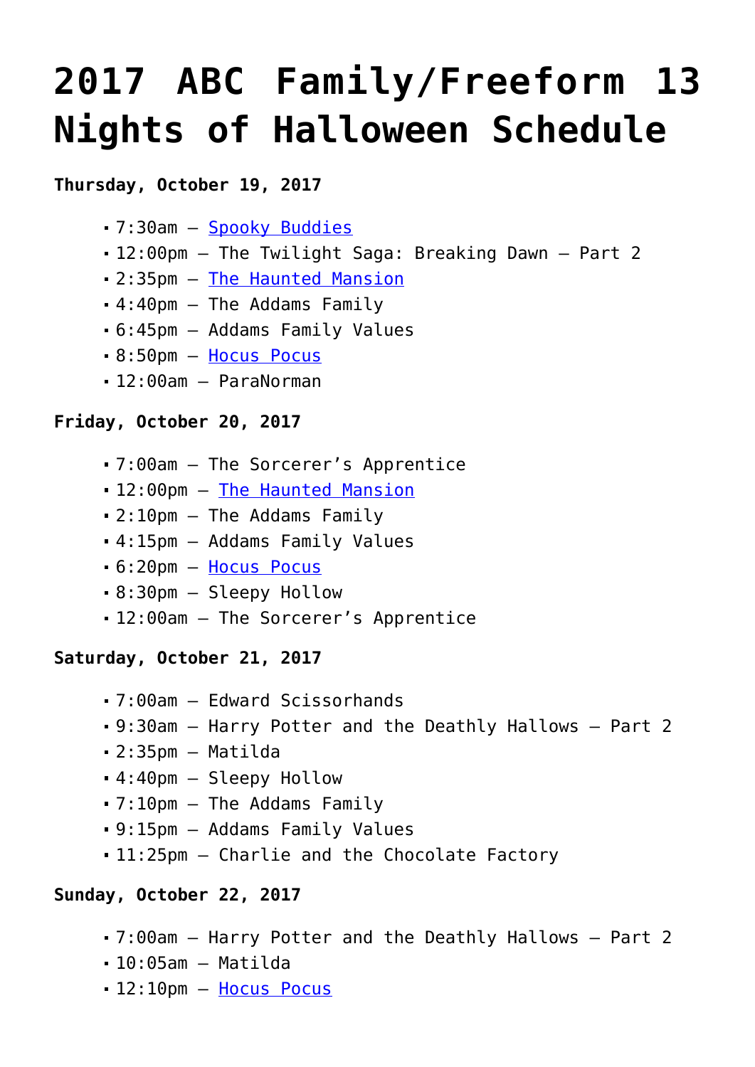# 2017 ABC Family/Freeform 13 Nights of Halloween Schedule

**Thursday, October 19, 2017**

- 7:30am – Spooky Buddies
- 12:00pm – The Twilight Saga: Breaking Dawn – Part 2
- 2:35pm – The Haunted Mansion
- 4:40pm – The Addams Family
- 6:45pm – Addams Family Values
- 8:50pm – Hocus Pocus
- 12:00am – ParaNorman

**Friday, October 20, 2017**

- 7:00am – The Sorcerer's Apprentice
- 12:00pm – The Haunted Mansion
- 2:10pm – The Addams Family
- 4:15pm – Addams Family Values
- 6:20pm – Hocus Pocus
- 8:30pm – Sleepy Hollow
- 12:00am – The Sorcerer's Apprentice

**Saturday, October 21, 2017**

- 7:00am – Edward Scissorhands
- 9:30am – Harry Potter and the Deathly Hallows – Part 2
- 2:35pm – Matilda
- 4:40pm – Sleepy Hollow
- 7:10pm – The Addams Family
- 9:15pm – Addams Family Values
- 11:25pm – Charlie and the Chocolate Factory

**Sunday, October 22, 2017**

- 7:00am – Harry Potter and the Deathly Hallows – Part 2
- 10:05am – Matilda
- 12:10pm – Hocus Pocus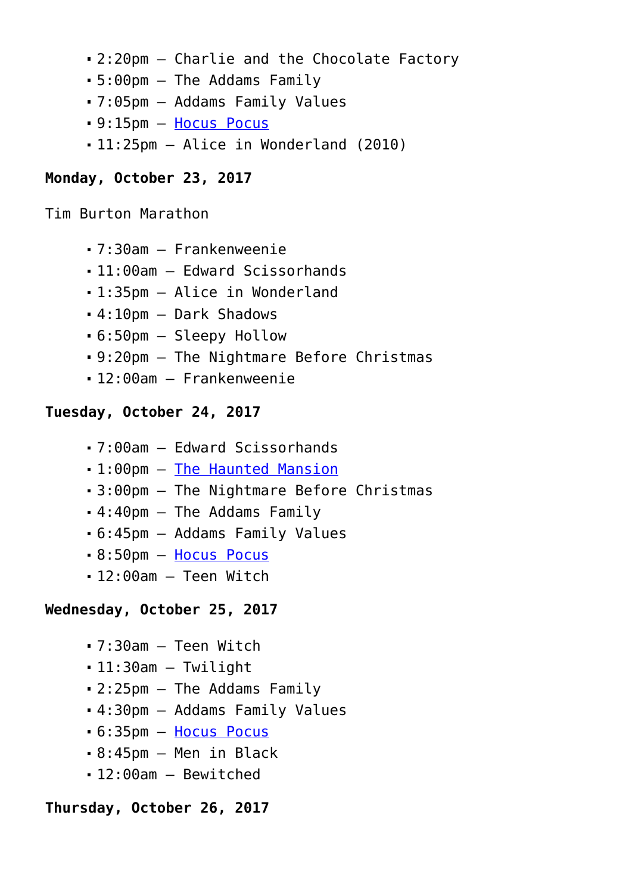- 2:20pm – Charlie and the Chocolate Factory
- 5:00pm – The Addams Family
- 7:05pm – Addams Family Values
- 9:15pm – Hocus Pocus
- 11:25pm – Alice in Wonderland (2010)

**Monday, October 23, 2017**

Tim Burton Marathon

- 7:30am – Frankenweenie
- 11:00am – Edward Scissorhands
- 1:35pm – Alice in Wonderland
- 4:10pm – Dark Shadows
- 6:50pm – Sleepy Hollow
- 9:20pm – The Nightmare Before Christmas
- 12:00am – Frankenweenie

**Tuesday, October 24, 2017**

- 7:00am – Edward Scissorhands
- 1:00pm – The Haunted Mansion
- 3:00pm – The Nightmare Before Christmas
- 4:40pm – The Addams Family
- 6:45pm – Addams Family Values
- 8:50pm – Hocus Pocus
- 12:00am – Teen Witch

**Wednesday, October 25, 2017**

- 7:30am – Teen Witch
- 11:30am – Twilight
- 2:25pm – The Addams Family
- 4:30pm – Addams Family Values
- 6:35pm – Hocus Pocus
- 8:45pm – Men in Black
- 12:00am – Bewitched

**Thursday, October 26, 2017**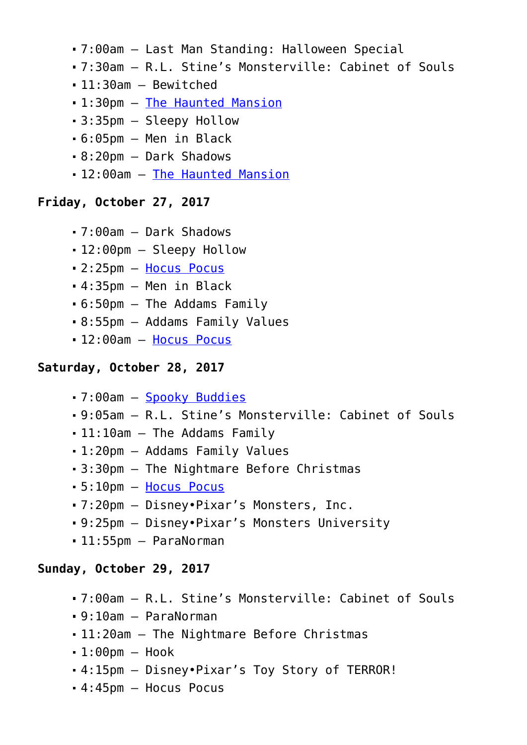- 7:00am – Last Man Standing: Halloween Special
- 7:30am – R.L. Stine's Monsterville: Cabinet of Souls
- 11:30am – Bewitched
- 1:30pm – The Haunted Mansion
- 3:35pm – Sleepy Hollow
- 6:05pm – Men in Black
- 8:20pm – Dark Shadows
- 12:00am – The Haunted Mansion

**Friday, October 27, 2017**

- 7:00am – Dark Shadows
- 12:00pm – Sleepy Hollow
- 2:25pm – Hocus Pocus
- 4:35pm – Men in Black
- 6:50pm – The Addams Family
- 8:55pm – Addams Family Values
- 12:00am – Hocus Pocus

**Saturday, October 28, 2017**

- 7:00am – Spooky Buddies
- 9:05am – R.L. Stine's Monsterville: Cabinet of Souls
- 11:10am – The Addams Family
- 1:20pm – Addams Family Values
- 3:30pm – The Nightmare Before Christmas
- 5:10pm – Hocus Pocus
- 7:20pm – Disney•Pixar's Monsters, Inc.
- 9:25pm – Disney•Pixar's Monsters University
- 11:55pm – ParaNorman

**Sunday, October 29, 2017**

- 7:00am – R.L. Stine's Monsterville: Cabinet of Souls
- 9:10am – ParaNorman
- 11:20am – The Nightmare Before Christmas
- 1:00pm – Hook
- 4:15pm – Disney•Pixar's Toy Story of TERROR!
- 4:45pm – Hocus Pocus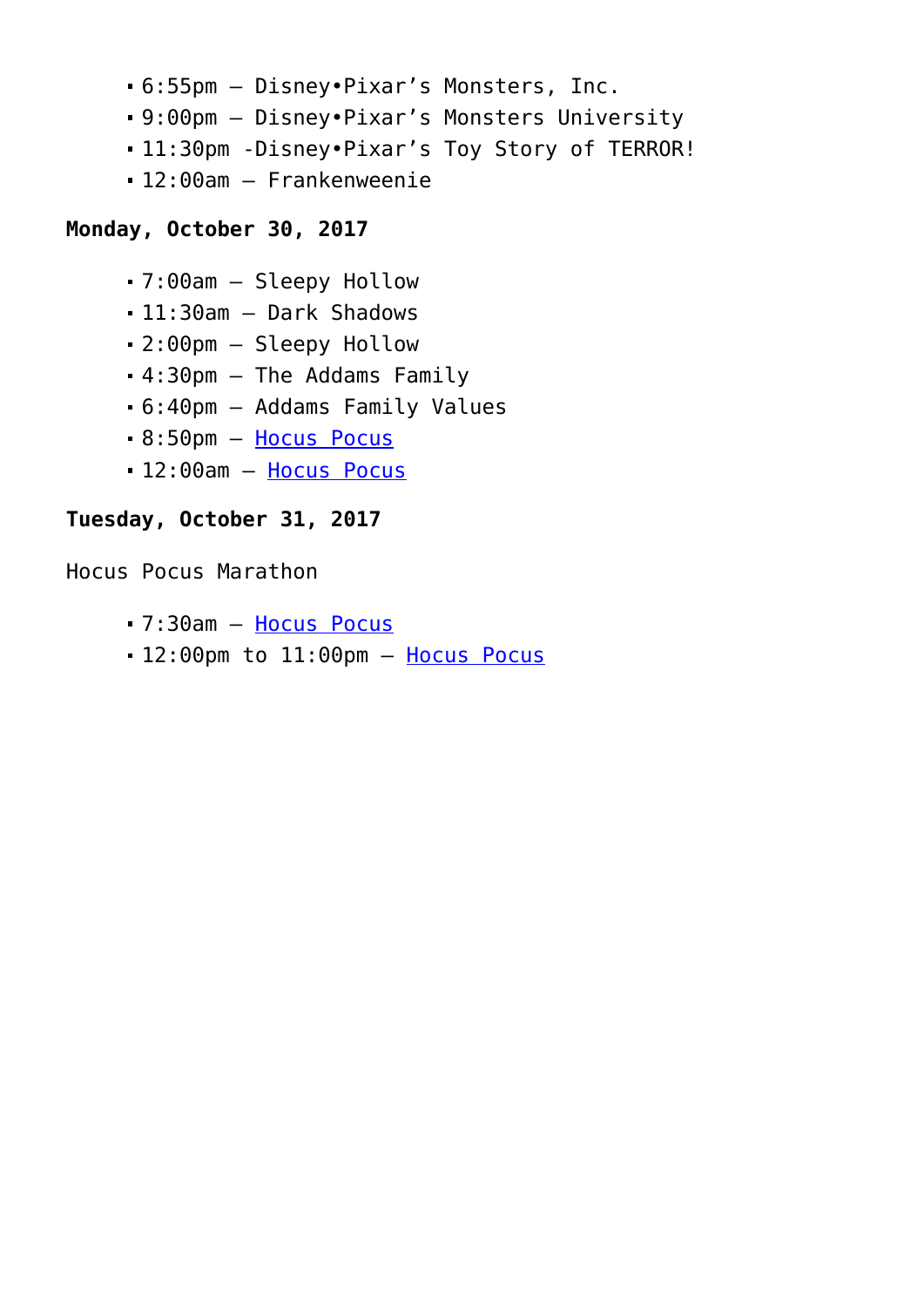- 6:55pm – Disney•Pixar's Monsters, Inc.
- 9:00pm – Disney•Pixar's Monsters University
- 11:30pm -Disney•Pixar's Toy Story of TERROR!
- 12:00am – Frankenweenie

**Monday, October 30, 2017**

- 7:00am – Sleepy Hollow
- 11:30am – Dark Shadows
- 2:00pm – Sleepy Hollow
- 4:30pm – The Addams Family
- 6:40pm – Addams Family Values
- 8:50pm – Hocus Pocus
- 12:00am – Hocus Pocus

**Tuesday, October 31, 2017**

Hocus Pocus Marathon

- 7:30am – Hocus Pocus
- 12:00pm to 11:00pm – Hocus Pocus